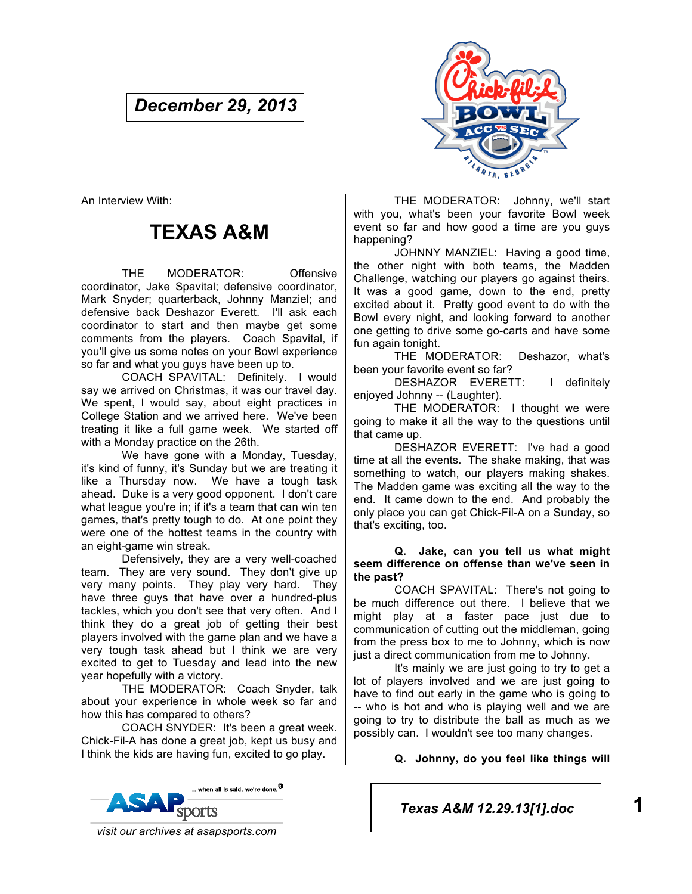**December 29, 2013**

An Interview With:

# TEXAS A&M

THE MODERATOR: Offensive coordinator, Jake Spavital; defensive coordinator, Mark Snyder; quarterback, Johnny Manziel; and defensive back Deshazor Everett. I'll ask each coordinator to start and then maybe get some comments from the players. Coach Spavital, if you'll give us some notes on your Bowl experience so far and what you guys have been up to.

COACH SPAVITAL: Definitely. I would say we arrived on Christmas, it was our travel day. We spent, I would say, about eight practices in College Station and we arrived here. We've been treating it like a full game week. We started off with a Monday practice on the 26th.

We have gone with a Monday, Tuesday, it's kind of funny, it's Sunday but we are treating it like a Thursday now. We have a tough task ahead. Duke is a very good opponent. I don't care what league you're in; if it's a team that can win ten games, that's pretty tough to do. At one point they were one of the hottest teams in the country with an eight-game win streak.

Defensively, they are a very well-coached team. They are very sound. They don't give up very many points. They play very hard. They have three guys that have over a hundred-plus tackles, which you don't see that very often. And I think they do a great job of getting their best players involved with the game plan and we have a very tough task ahead but I think we are very excited to get to Tuesday and lead into the new year hopefully with a victory.

THE MODERATOR: Coach Snyder, talk about your experience in whole week so far and how this has compared to others?

COACH SNYDER: It's been a great week. Chick-Fil-A has done a great job, kept us busy and I think the kids are having fun, excited to go play.

THE MODERATOR: Johnny, we'll start with you, what's been your favorite Bowl week event so far and how good a time are you guys happening?

JOHNNY MANZIEL: Having a good time, the other night with both teams, the Madden Challenge, watching our players go against theirs. It was a good game, down to the end, pretty excited about it. Pretty good event to do with the Bowl every night, and looking forward to another one getting to drive some go-carts and have some fun again tonight.

THE MODERATOR: Deshazor, what's been your favorite event so far?

DESHAZOR EVERETT: I definitely enjoyed Johnny -- (Laughter).

THE MODERATOR: I thought we were going to make it all the way to the questions until that came up.

DESHAZOR EVERETT: I've had a good time at all the events. The shake making, that was something to watch, our players making shakes. The Madden game was exciting all the way to the end. It came down to the end. And probably the only place you can get Chick-Fil-A on a Sunday, so that's exciting, too.

**Q. Jake, can you tell us what might seem difference on offense than we've seen in the past?**

COACH SPAVITAL: There's not going to be much difference out there. I believe that we might play at a faster pace just due to communication of cutting out the middleman, going from the press box to me to Johnny, which is now just a direct communication from me to Johnny.

It's mainly we are just going to try to get a lot of players involved and we are just going to have to find out early in the game who is going to -- who is hot and who is playing well and we are going to try to distribute the ball as much as we possibly can. I wouldn't see too many changes.

**Q. Johnny, do you feel like things will**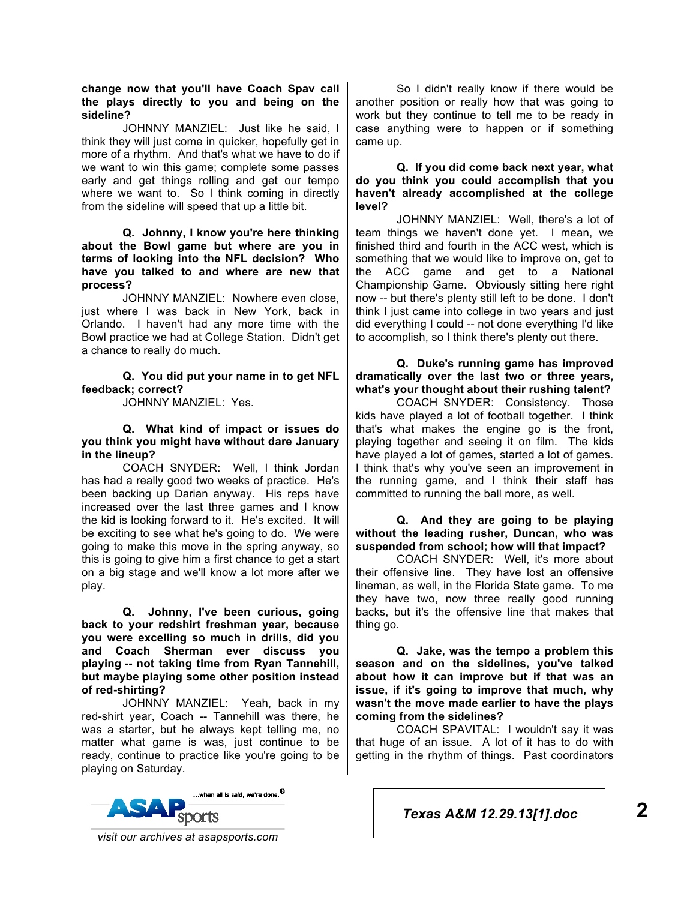**change now that you'll have Coach Spav call the plays directly to you and being on the sideline?**

JOHNNY MANZIEL: Just like he said, I think they will just come in quicker, hopefully get in more of a rhythm. And that's what we have to do if we want to win this game; complete some passes early and get things rolling and get our tempo where we want to. So I think coming in directly from the sideline will speed that up a little bit.

**Q. Johnny, I know you're here thinking about the Bowl game but where are you in terms of looking into the NFL decision? Who have you talked to and where are new that process?**

JOHNNY MANZIEL: Nowhere even close, just where I was back in New York, back in Orlando. I haven't had any more time with the Bowl practice we had at College Station. Didn't get a chance to really do much.

**Q. You did put your name in to get NFL feedback; correct?**

JOHNNY MANZIEL: Yes.

**Q. What kind of impact or issues do you think you might have without dare January in the lineup?**

COACH SNYDER: Well, I think Jordan has had a really good two weeks of practice. He's been backing up Darian anyway. His reps have increased over the last three games and I know the kid is looking forward to it. He's excited. It will be exciting to see what he's going to do. We were going to make this move in the spring anyway, so this is going to give him a first chance to get a start on a big stage and we'll know a lot more after we play.

**Q. Johnny, I've been curious, going back to your redshirt freshman year, because you were excelling so much in drills, did you and Coach Sherman ever discuss you playing -- not taking time from Ryan Tannehill, but maybe playing some other position instead of red-shirting?**

JOHNNY MANZIEL: Yeah, back in my red-shirt year, Coach -- Tannehill was there, he was a starter, but he always kept telling me, no matter what game is was, just continue to be ready, continue to practice like you're going to be playing on Saturday.

So I didn't really know if there would be another position or really how that was going to work but they continue to tell me to be ready in case anything were to happen or if something came up.

**Q. If you did come back next year, what do you think you could accomplish that you haven't already accomplished at the college level?**

JOHNNY MANZIEL: Well, there's a lot of team things we haven't done yet. I mean, we finished third and fourth in the ACC west, which is something that we would like to improve on, get to the ACC game and get to a National Championship Game. Obviously sitting here right now -- but there's plenty still left to be done. I don't think I just came into college in two years and just did everything I could -- not done everything I'd like to accomplish, so I think there's plenty out there.

**Q. Duke's running game has improved dramatically over the last two or three years, what's your thought about their rushing talent?**

COACH SNYDER: Consistency. Those kids have played a lot of football together. I think that's what makes the engine go is the front, playing together and seeing it on film. The kids have played a lot of games, started a lot of games. I think that's why you've seen an improvement in the running game, and I think their staff has committed to running the ball more, as well.

**Q. And they are going to be playing without the leading rusher, Duncan, who was suspended from school; how will that impact?**

COACH SNYDER: Well, it's more about their offensive line. They have lost an offensive lineman, as well, in the Florida State game. To me they have two, now three really good running backs, but it's the offensive line that makes that thing go.

**Q. Jake, was the tempo a problem this season and on the sidelines, you've talked about how it can improve but if that was an issue, if it's going to improve that much, why wasn't the move made earlier to have the plays coming from the sidelines?**

COACH SPAVITAL: I wouldn't say it was that huge of an issue. A lot of it has to do with getting in the rhythm of things. Past coordinators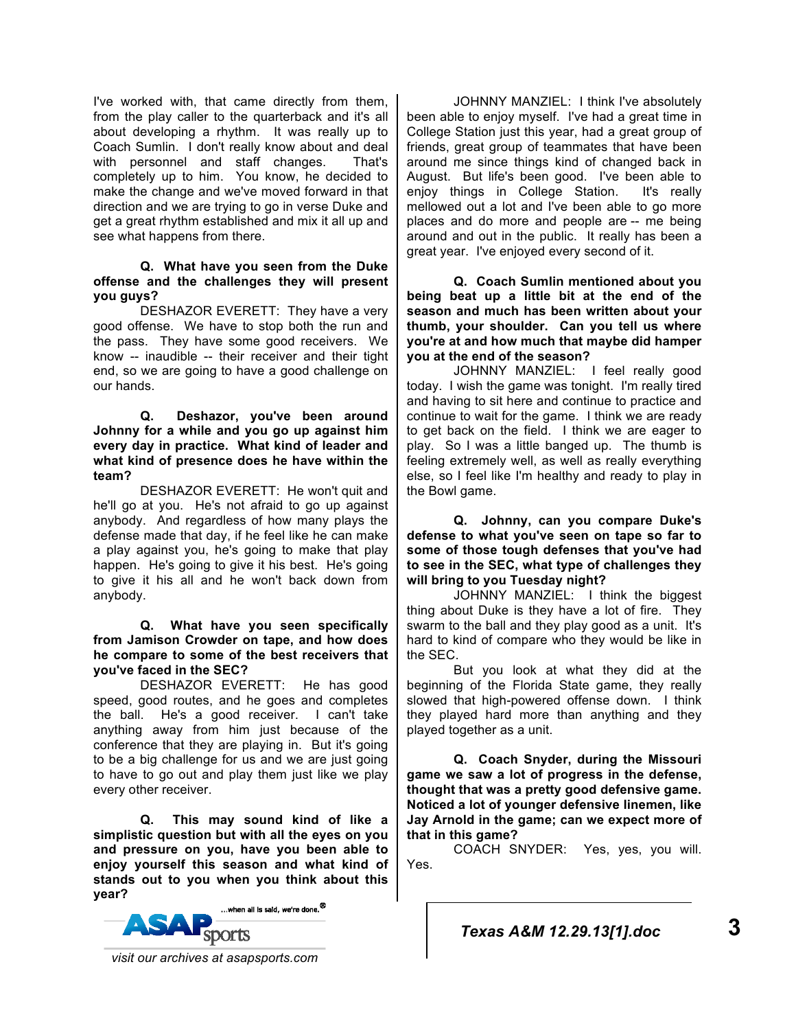I've worked with, that came directly from them, from the play caller to the quarterback and it's all about developing a rhythm. It was really up to Coach Sumlin. I don't really know about and deal with personnel and staff changes. That's completely up to him. You know, he decided to make the change and we've moved forward in that direction and we are trying to go in verse Duke and get a great rhythm established and mix it all up and see what happens from there.

**Q. What have you seen from the Duke offense and the challenges they will present you guys?**

DESHAZOR EVERETT: They have a very good offense. We have to stop both the run and the pass. They have some good receivers. We know -- inaudible -- their receiver and their tight end, so we are going to have a good challenge on our hands.

**Q. Deshazor, you've been around Johnny for a while and you go up against him every day in practice. What kind of leader and what kind of presence does he have within the team?**

DESHAZOR EVERETT: He won't quit and he'll go at you. He's not afraid to go up against anybody. And regardless of how many plays the defense made that day, if he feel like he can make a play against you, he's going to make that play happen. He's going to give it his best. He's going to give it his all and he won't back down from anybody.

**Q. What have you seen specifically from Jamison Crowder on tape, and how does he compare to some of the best receivers that you've faced in the SEC?**

DESHAZOR EVERETT: He has good speed, good routes, and he goes and completes the ball. He's a good receiver. I can't take anything away from him just because of the conference that they are playing in. But it's going to be a big challenge for us and we are just going to have to go out and play them just like we play every other receiver.

**Q. This may sound kind of like a simplistic question but with all the eyes on you and pressure on you, have you been able to enjoy yourself this season and what kind of stands out to you when you think about this year?**

JOHNNY MANZIEL: I think I've absolutely been able to enjoy myself. I've had a great time in College Station just this year, had a great group of friends, great group of teammates that have been around me since things kind of changed back in August. But life's been good. I've been able to enjoy things in College Station. It's really mellowed out a lot and I've been able to go more places and do more and people are -- me being around and out in the public. It really has been a great year. I've enjoyed every second of it.

**Q. Coach Sumlin mentioned about you being beat up a little bit at the end of the season and much has been written about your thumb, your shoulder. Can you tell us where you're at and how much that maybe did hamper you at the end of the season?**

JOHNNY MANZIEL: I feel really good today. I wish the game was tonight. I'm really tired and having to sit here and continue to practice and continue to wait for the game. I think we are ready to get back on the field. I think we are eager to play. So I was a little banged up. The thumb is feeling extremely well, as well as really everything else, so I feel like I'm healthy and ready to play in the Bowl game.

**Q. Johnny, can you compare Duke's defense to what you've seen on tape so far to some of those tough defenses that you've had to see in the SEC, what type of challenges they will bring to you Tuesday night?**

JOHNNY MANZIEL: I think the biggest thing about Duke is they have a lot of fire. They swarm to the ball and they play good as a unit. It's hard to kind of compare who they would be like in the SEC.

But you look at what they did at the beginning of the Florida State game, they really slowed that high-powered offense down. I think they played hard more than anything and they played together as a unit.

**Q. Coach Snyder, during the Missouri game we saw a lot of progress in the defense, thought that was a pretty good defensive game. Noticed a lot of younger defensive linemen, like Jay Arnold in the game; can we expect more of that in this game?**

COACH SNYDER: Yes, yes, you will. Yes.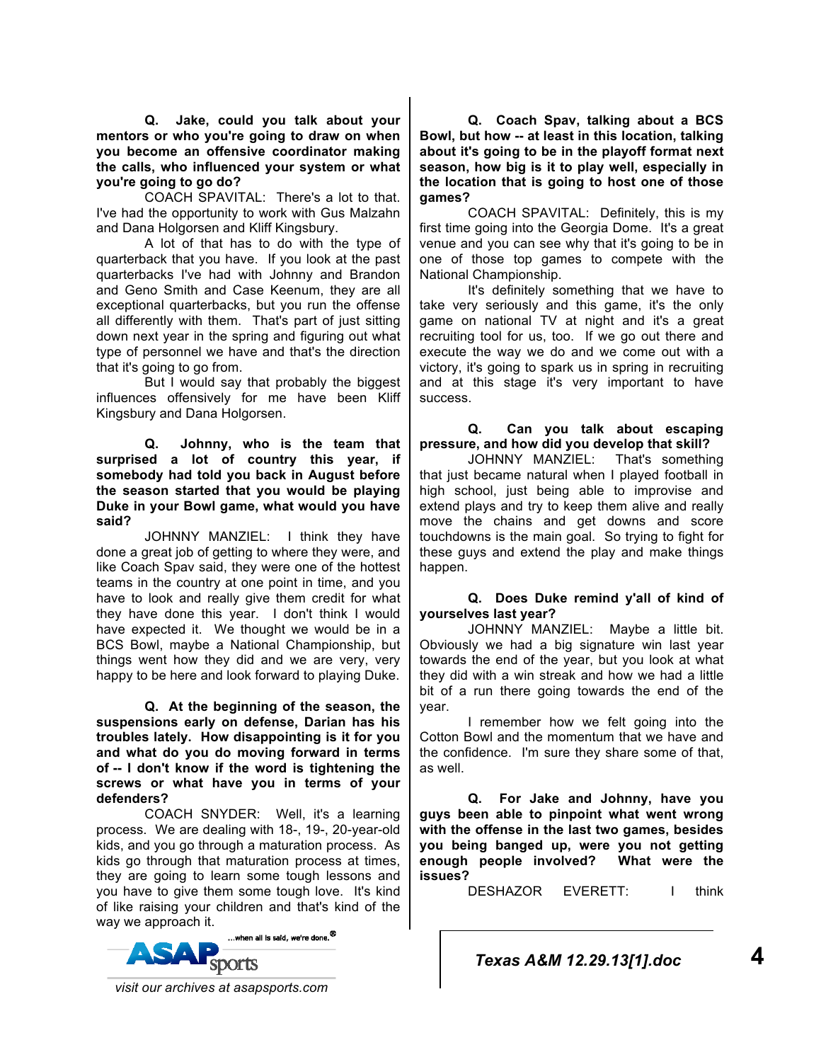**Q. Jake, could you talk about your mentors or who you're going to draw on when you become an offensive coordinator making the calls, who influenced your system or what you're going to go do?**

COACH SPAVITAL: There's a lot to that. I've had the opportunity to work with Gus Malzahn and Dana Holgorsen and Kliff Kingsbury.

A lot of that has to do with the type of quarterback that you have. If you look at the past quarterbacks I've had with Johnny and Brandon and Geno Smith and Case Keenum, they are all exceptional quarterbacks, but you run the offense all differently with them. That's part of just sitting down next year in the spring and figuring out what type of personnel we have and that's the direction that it's going to go from.

But I would say that probably the biggest influences offensively for me have been Kliff Kingsbury and Dana Holgorsen.

**Q. Johnny, who is the team that surprised a lot of country this year, if somebody had told you back in August before the season started that you would be playing Duke in your Bowl game, what would you have said?**

JOHNNY MANZIEL: I think they have done a great job of getting to where they were, and like Coach Spav said, they were one of the hottest teams in the country at one point in time, and you have to look and really give them credit for what they have done this year. I don't think I would have expected it. We thought we would be in a BCS Bowl, maybe a National Championship, but things went how they did and we are very, very happy to be here and look forward to playing Duke.

**Q. At the beginning of the season, the suspensions early on defense, Darian has his troubles lately. How disappointing is it for you and what do you do moving forward in terms of -- I don't know if the word is tightening the screws or what have you in terms of your defenders?**

COACH SNYDER: Well, it's a learning process. We are dealing with 18-, 19-, 20-year-old kids, and you go through a maturation process. As kids go through that maturation process at times, they are going to learn some tough lessons and you have to give them some tough love. It's kind of like raising your children and that's kind of the way we approach it.

**Q. Coach Spav, talking about a BCS Bowl, but how -- at least in this location, talking about it's going to be in the playoff format next season, how big is it to play well, especially in the location that is going to host one of those games?**

COACH SPAVITAL: Definitely, this is my first time going into the Georgia Dome. It's a great venue and you can see why that it's going to be in one of those top games to compete with the National Championship.

It's definitely something that we have to take very seriously and this game, it's the only game on national TV at night and it's a great recruiting tool for us, too. If we go out there and execute the way we do and we come out with a victory, it's going to spark us in spring in recruiting and at this stage it's very important to have success.

**Q. Can you talk about escaping pressure, and how did you develop that skill?**

JOHNNY MANZIEL: That's something that just became natural when I played football in high school, just being able to improvise and extend plays and try to keep them alive and really move the chains and get downs and score touchdowns is the main goal. So trying to fight for these guys and extend the play and make things happen.

**Q. Does Duke remind y'all of kind of yourselves last year?**

JOHNNY MANZIEL: Maybe a little bit. Obviously we had a big signature win last year towards the end of the year, but you look at what they did with a win streak and how we had a little bit of a run there going towards the end of the year.

I remember how we felt going into the Cotton Bowl and the momentum that we have and the confidence. I'm sure they share some of that, as well.

**Q. For Jake and Johnny, have you guys been able to pinpoint what went wrong with the offense in the last two games, besides you being banged up, were you not getting enough people involved? What were the issues?**

DESHAZOR EVERETT: I think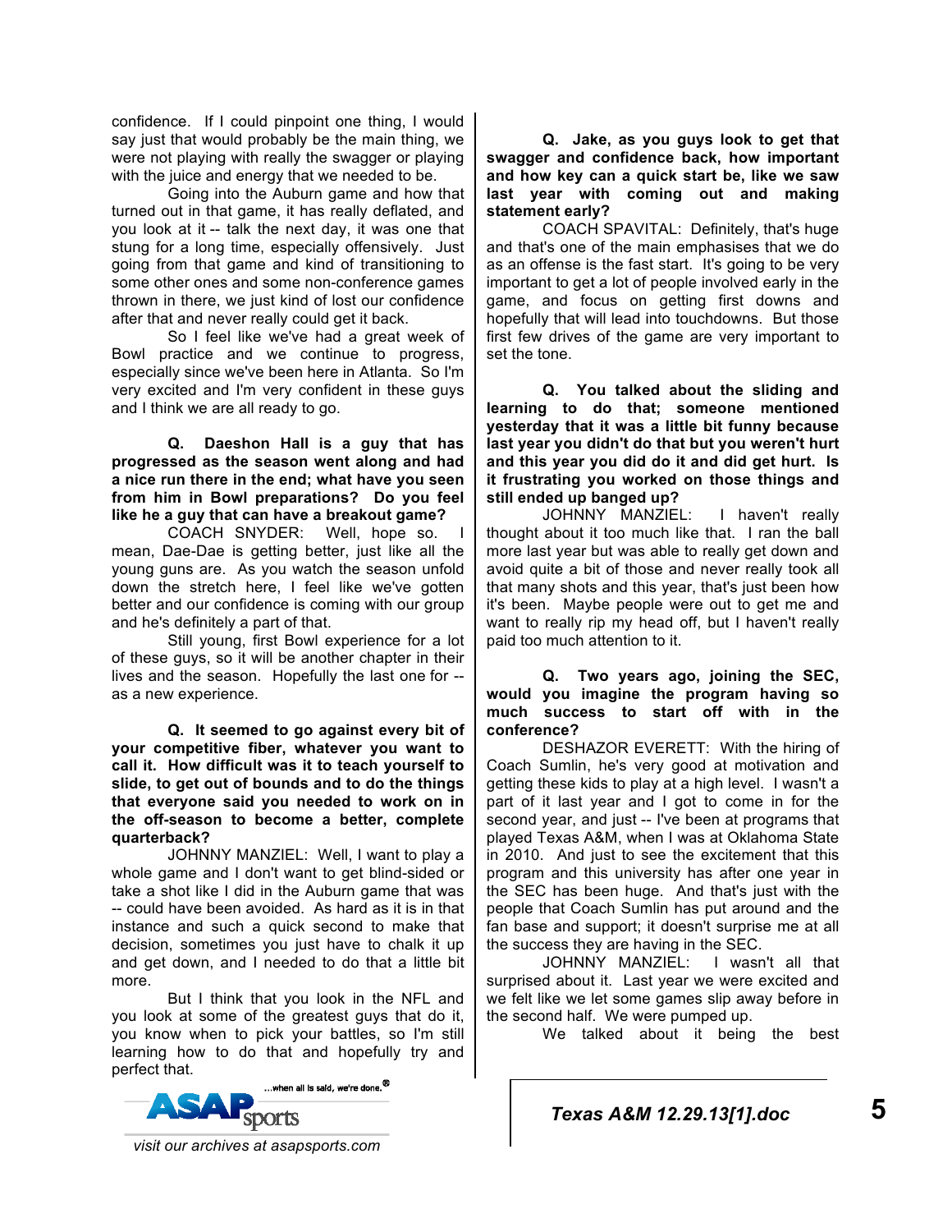confidence. If I could pinpoint one thing, I would say just that would probably be the main thing, we were not playing with really the swagger or playing with the juice and energy that we needed to be.

Going into the Auburn game and how that turned out in that game, it has really deflated, and you look at it -- talk the next day, it was one that stung for a long time, especially offensively. Just going from that game and kind of transitioning to some other ones and some non-conference games thrown in there, we just kind of lost our confidence after that and never really could get it back.

So I feel like we've had a great week of Bowl practice and we continue to progress, especially since we've been here in Atlanta. So I'm very excited and I'm very confident in these guys and I think we are all ready to go.

**Q. Daeshon Hall is a guy that has progressed as the season went along and had a nice run there in the end; what have you seen from him in Bowl preparations? Do you feel like he a guy that can have a breakout game?**

COACH SNYDER: Well, hope so. I mean, Dae-Dae is getting better, just like all the young guns are. As you watch the season unfold down the stretch here, I feel like we've gotten better and our confidence is coming with our group and he's definitely a part of that.

Still young, first Bowl experience for a lot of these guys, so it will be another chapter in their lives and the season. Hopefully the last one for -- as a new experience.

**Q. It seemed to go against every bit of your competitive fiber, whatever you want to call it. How difficult was it to teach yourself to slide, to get out of bounds and to do the things that everyone said you needed to work on in the off-season to become a better, complete quarterback?**

JOHNNY MANZIEL: Well, I want to play a whole game and I don't want to get blind-sided or take a shot like I did in the Auburn game that was -- could have been avoided. As hard as it is in that instance and such a quick second to make that decision, sometimes you just have to chalk it up and get down, and I needed to do that a little bit more.

But I think that you look in the NFL and you look at some of the greatest guys that do it, you know when to pick your battles, so I'm still learning how to do that and hopefully try and perfect that.

**Q. Jake, as you guys look to get that swagger and confidence back, how important and how key can a quick start be, like we saw last year with coming out and making statement early?**

COACH SPAVITAL: Definitely, that's huge and that's one of the main emphasises that we do as an offense is the fast start. It's going to be very important to get a lot of people involved early in the game, and focus on getting first downs and hopefully that will lead into touchdowns. But those first few drives of the game are very important to set the tone.

**Q. You talked about the sliding and learning to do that; someone mentioned yesterday that it was a little bit funny because last year you didn't do that but you weren't hurt and this year you did do it and did get hurt. Is it frustrating you worked on those things and still ended up banged up?**

JOHNNY MANZIEL: I haven't really thought about it too much like that. I ran the ball more last year but was able to really get down and avoid quite a bit of those and never really took all that many shots and this year, that's just been how it's been. Maybe people were out to get me and want to really rip my head off, but I haven't really paid too much attention to it.

**Q. Two years ago, joining the SEC, would you imagine the program having so much success to start off with in the conference?**

DESHAZOR EVERETT: With the hiring of Coach Sumlin, he's very good at motivation and getting these kids to play at a high level. I wasn't a part of it last year and I got to come in for the second year, and just -- I've been at programs that played Texas A&M, when I was at Oklahoma State in 2010. And just to see the excitement that this program and this university has after one year in the SEC has been huge. And that's just with the people that Coach Sumlin has put around and the fan base and support; it doesn't surprise me at all the success they are having in the SEC.

JOHNNY MANZIEL: I wasn't all that surprised about it. Last year we were excited and we felt like we let some games slip away before in the second half. We were pumped up.

We talked about it being the best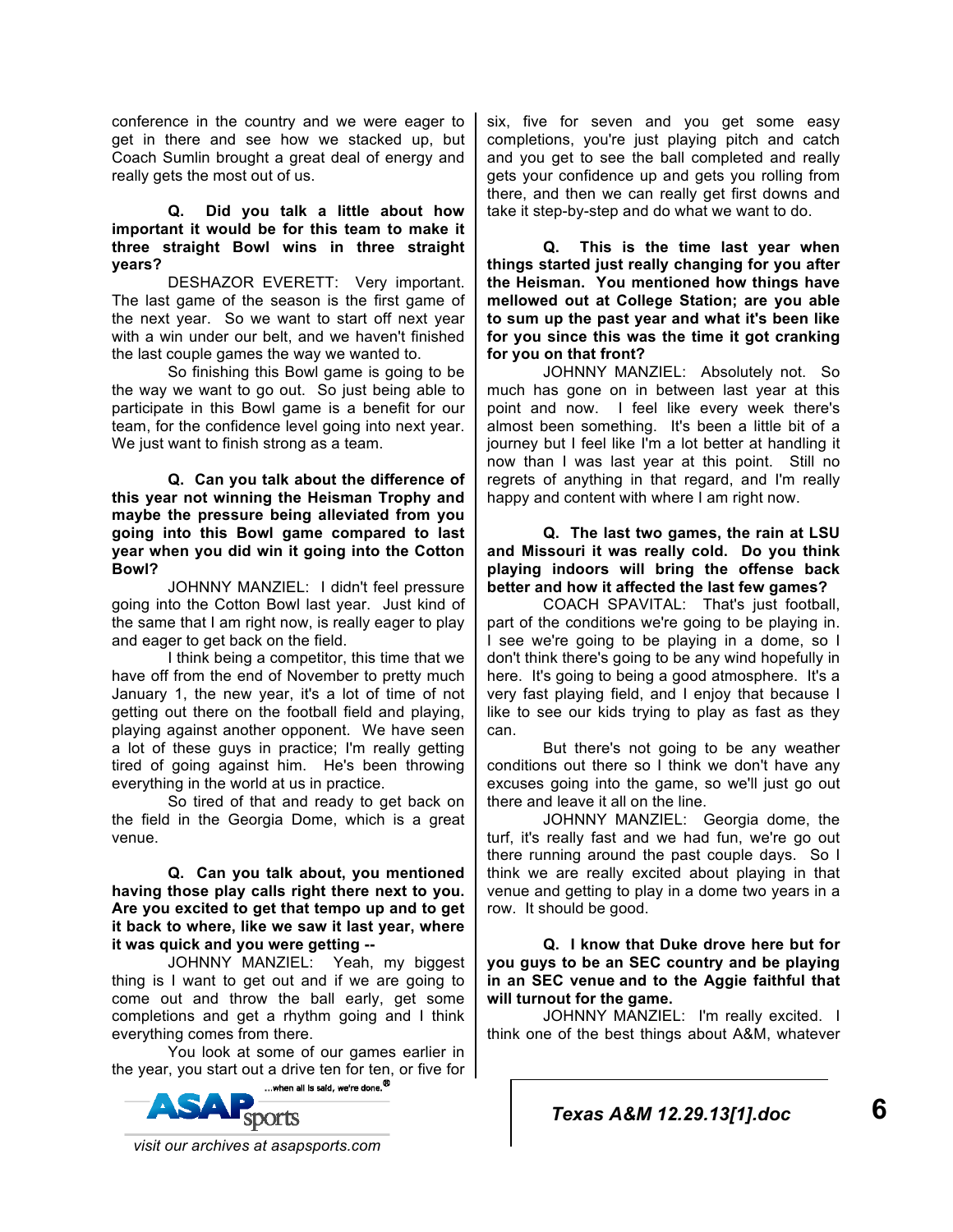conference in the country and we were eager to get in there and see how we stacked up, but Coach Sumlin brought a great deal of energy and really gets the most out of us.

**Q. Did you talk a little about how important it would be for this team to make it three straight Bowl wins in three straight years?**

DESHAZOR EVERETT: Very important. The last game of the season is the first game of the next year. So we want to start off next year with a win under our belt, and we haven't finished the last couple games the way we wanted to.

So finishing this Bowl game is going to be the way we want to go out. So just being able to participate in this Bowl game is a benefit for our team, for the confidence level going into next year. We just want to finish strong as a team.

**Q. Can you talk about the difference of this year not winning the Heisman Trophy and maybe the pressure being alleviated from you going into this Bowl game compared to last year when you did win it going into the Cotton Bowl?**

JOHNNY MANZIEL: I didn't feel pressure going into the Cotton Bowl last year. Just kind of the same that I am right now, is really eager to play and eager to get back on the field.

I think being a competitor, this time that we have off from the end of November to pretty much January 1, the new year, it's a lot of time of not getting out there on the football field and playing, playing against another opponent. We have seen a lot of these guys in practice; I'm really getting tired of going against him. He's been throwing everything in the world at us in practice.

So tired of that and ready to get back on the field in the Georgia Dome, which is a great venue.

**Q. Can you talk about, you mentioned having those play calls right there next to you. Are you excited to get that tempo up and to get it back to where, like we saw it last year, where it was quick and you were getting --**

JOHNNY MANZIEL: Yeah, my biggest thing is I want to get out and if we are going to come out and throw the ball early, get some completions and get a rhythm going and I think everything comes from there.

You look at some of our games earlier in the year, you start out a drive ten for ten, or five for six, five for seven and you get some easy completions, you're just playing pitch and catch and you get to see the ball completed and really gets your confidence up and gets you rolling from there, and then we can really get first downs and take it step-by-step and do what we want to do.

**Q. This is the time last year when things started just really changing for you after the Heisman. You mentioned how things have mellowed out at College Station; are you able to sum up the past year and what it's been like for you since this was the time it got cranking for you on that front?**

JOHNNY MANZIEL: Absolutely not. So much has gone on in between last year at this point and now. I feel like every week there's almost been something. It's been a little bit of a journey but I feel like I'm a lot better at handling it now than I was last year at this point. Still no regrets of anything in that regard, and I'm really happy and content with where I am right now.

**Q. The last two games, the rain at LSU and Missouri it was really cold. Do you think playing indoors will bring the offense back better and how it affected the last few games?**

COACH SPAVITAL: That's just football, part of the conditions we're going to be playing in. I see we're going to be playing in a dome, so I don't think there's going to be any wind hopefully in here. It's going to being a good atmosphere. It's a very fast playing field, and I enjoy that because I like to see our kids trying to play as fast as they can.

But there's not going to be any weather conditions out there so I think we don't have any excuses going into the game, so we'll just go out there and leave it all on the line.

JOHNNY MANZIEL: Georgia dome, the turf, it's really fast and we had fun, we're go out there running around the past couple days. So I think we are really excited about playing in that venue and getting to play in a dome two years in a row. It should be good.

**Q. I know that Duke drove here but for you guys to be an SEC country and be playing in an SEC venue and to the Aggie faithful that will turnout for the game.**

JOHNNY MANZIEL: I'm really excited. I think one of the best things about A&M, whatever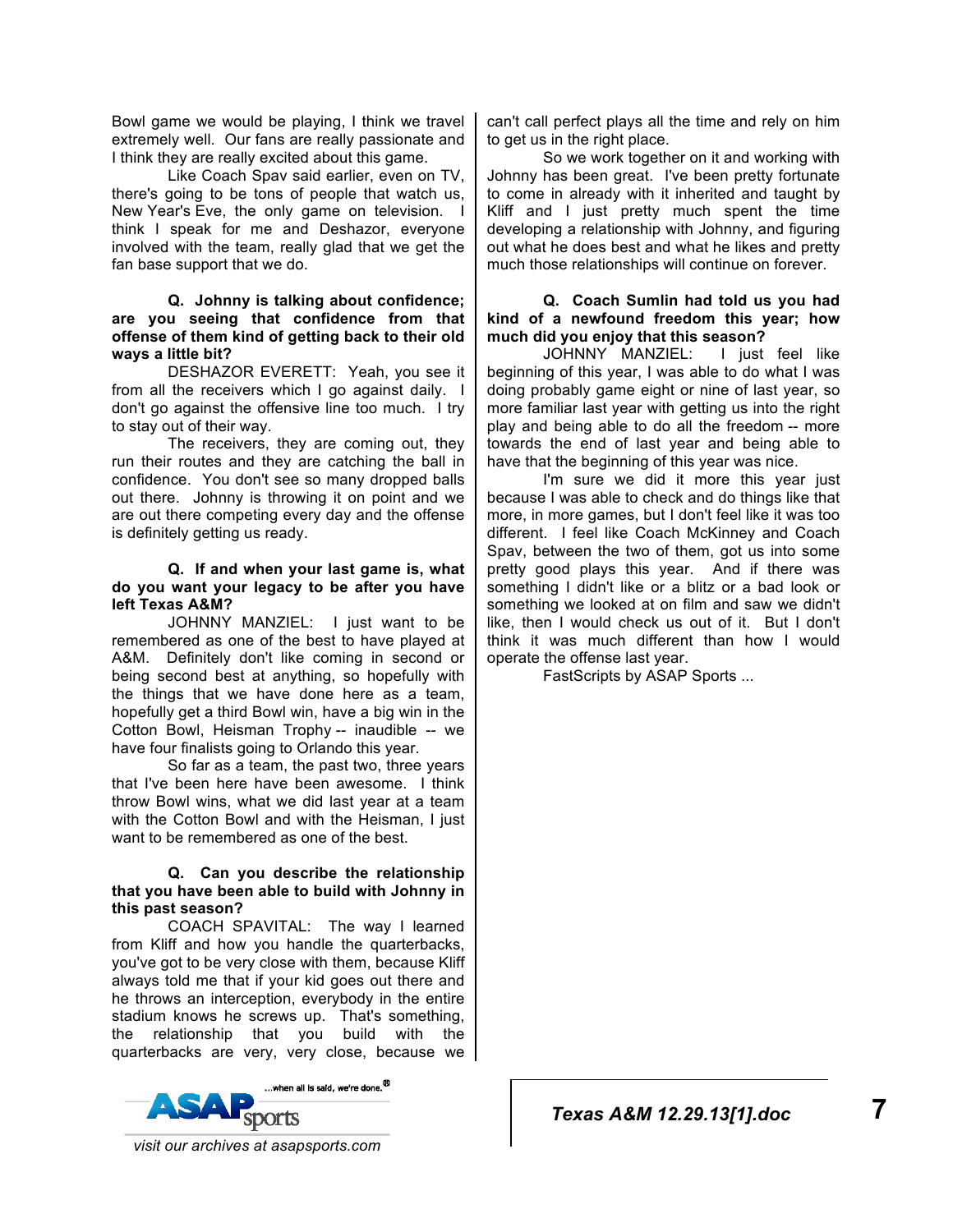Bowl game we would be playing, I think we travel extremely well. Our fans are really passionate and I think they are really excited about this game.

Like Coach Spav said earlier, even on TV, there's going to be tons of people that watch us, New Year's Eve, the only game on television. I think I speak for me and Deshazor, everyone involved with the team, really glad that we get the fan base support that we do.

**Q. Johnny is talking about confidence; are you seeing that confidence from that offense of them kind of getting back to their old ways a little bit?**

DESHAZOR EVERETT: Yeah, you see it from all the receivers which I go against daily. I don't go against the offensive line too much. I try to stay out of their way.

The receivers, they are coming out, they run their routes and they are catching the ball in confidence. You don't see so many dropped balls out there. Johnny is throwing it on point and we are out there competing every day and the offense is definitely getting us ready.

**Q. If and when your last game is, what do you want your legacy to be after you have left Texas A&M?**

JOHNNY MANZIEL: I just want to be remembered as one of the best to have played at A&M. Definitely don't like coming in second or being second best at anything, so hopefully with the things that we have done here as a team, hopefully get a third Bowl win, have a big win in the Cotton Bowl, Heisman Trophy -- inaudible -- we have four finalists going to Orlando this year.

So far as a team, the past two, three years that I've been here have been awesome. I think throw Bowl wins, what we did last year at a team with the Cotton Bowl and with the Heisman, I just want to be remembered as one of the best.

**Q. Can you describe the relationship that you have been able to build with Johnny in this past season?**

COACH SPAVITAL: The way I learned from Kliff and how you handle the quarterbacks, you've got to be very close with them, because Kliff always told me that if your kid goes out there and he throws an interception, everybody in the entire stadium knows he screws up. That's something, the relationship that you build with the quarterbacks are very, very close, because we can't call perfect plays all the time and rely on him to get us in the right place.

So we work together on it and working with Johnny has been great. I've been pretty fortunate to come in already with it inherited and taught by Kliff and I just pretty much spent the time developing a relationship with Johnny, and figuring out what he does best and what he likes and pretty much those relationships will continue on forever.

**Q. Coach Sumlin had told us you had kind of a newfound freedom this year; how much did you enjoy that this season?**

JOHNNY MANZIEL: I just feel like beginning of this year, I was able to do what I was doing probably game eight or nine of last year, so more familiar last year with getting us into the right play and being able to do all the freedom -- more towards the end of last year and being able to have that the beginning of this year was nice.

I'm sure we did it more this year just because I was able to check and do things like that more, in more games, but I don't feel like it was too different. I feel like Coach McKinney and Coach Spav, between the two of them, got us into some pretty good plays this year. And if there was something I didn't like or a blitz or a bad look or something we looked at on film and saw we didn't like, then I would check us out of it. But I don't think it was much different than how I would operate the offense last year.

FastScripts by ASAP Sports ...